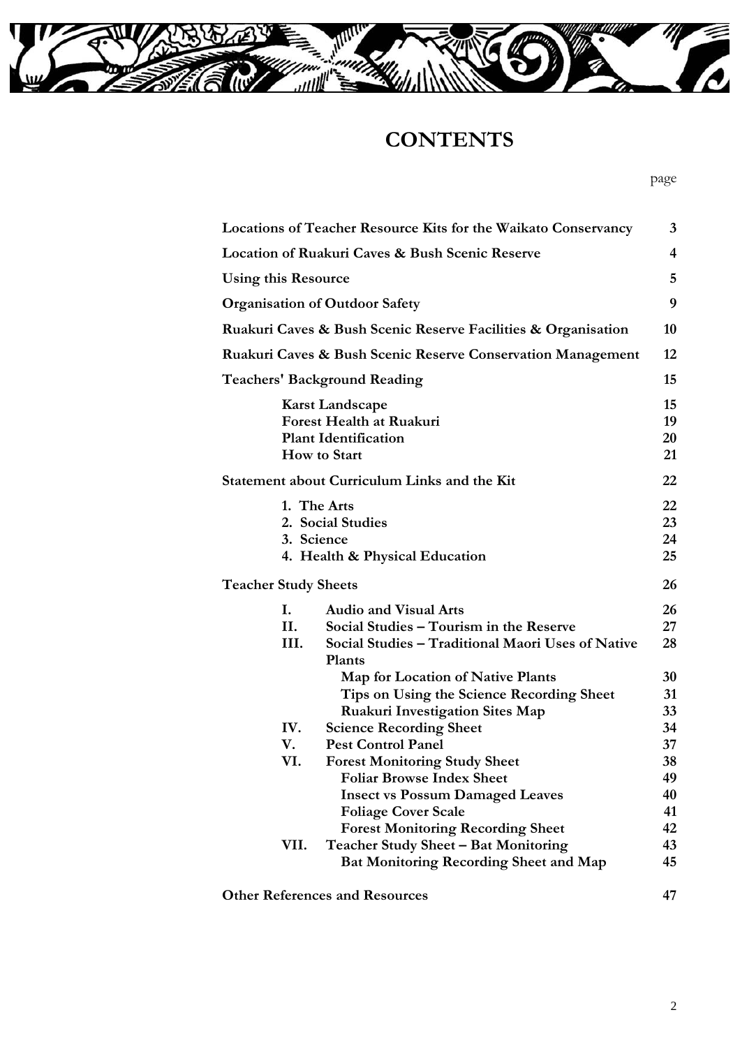# CONTENTS

| | page |
|---|---|
| **Locations of Teacher Resource Kits for the Waikato Conservancy** | **3** |
| **Location of Ruakuri Caves & Bush Scenic Reserve** | **4** |
| **Using this Resource** | **5** |
| **Organisation of Outdoor Safety** | **9** |
| **Ruakuri Caves & Bush Scenic Reserve Facilities & Organisation** | **10** |
| **Ruakuri Caves & Bush Scenic Reserve Conservation Management** | **12** |
| **Teachers' Background Reading** | **15** |
| **Karst Landscape** | **15** |
| **Forest Health at Ruakuri** | **19** |
| **Plant Identification** | **20** |
| **How to Start** | **21** |
| **Statement about Curriculum Links and the Kit** | **22** |
| **1. The Arts** | **22** |
| **2. Social Studies** | **23** |
| **3. Science** | **24** |
| **4. Health & Physical Education** | **25** |
| **Teacher Study Sheets** | **26** |
| **I. Audio and Visual Arts** | **26** |
| **II. Social Studies – Tourism in the Reserve** | **27** |
| **III. Social Studies – Traditional Maori Uses of Native Plants** | **28** |
| **Map for Location of Native Plants** | **30** |
| **Tips on Using the Science Recording Sheet** | **31** |
| **Ruakuri Investigation Sites Map** | **33** |
| **IV. Science Recording Sheet** | **34** |
| **V. Pest Control Panel** | **37** |
| **VI. Forest Monitoring Study Sheet** | **38** |
| **Foliar Browse Index Sheet** | **49** |
| **Insect vs Possum Damaged Leaves** | **40** |
| **Foliage Cover Scale** | **41** |
| **Forest Monitoring Recording Sheet** | **42** |
| **VII. Teacher Study Sheet – Bat Monitoring** | **43** |
| **Bat Monitoring Recording Sheet and Map** | **45** |
| **Other References and Resources** | **47** |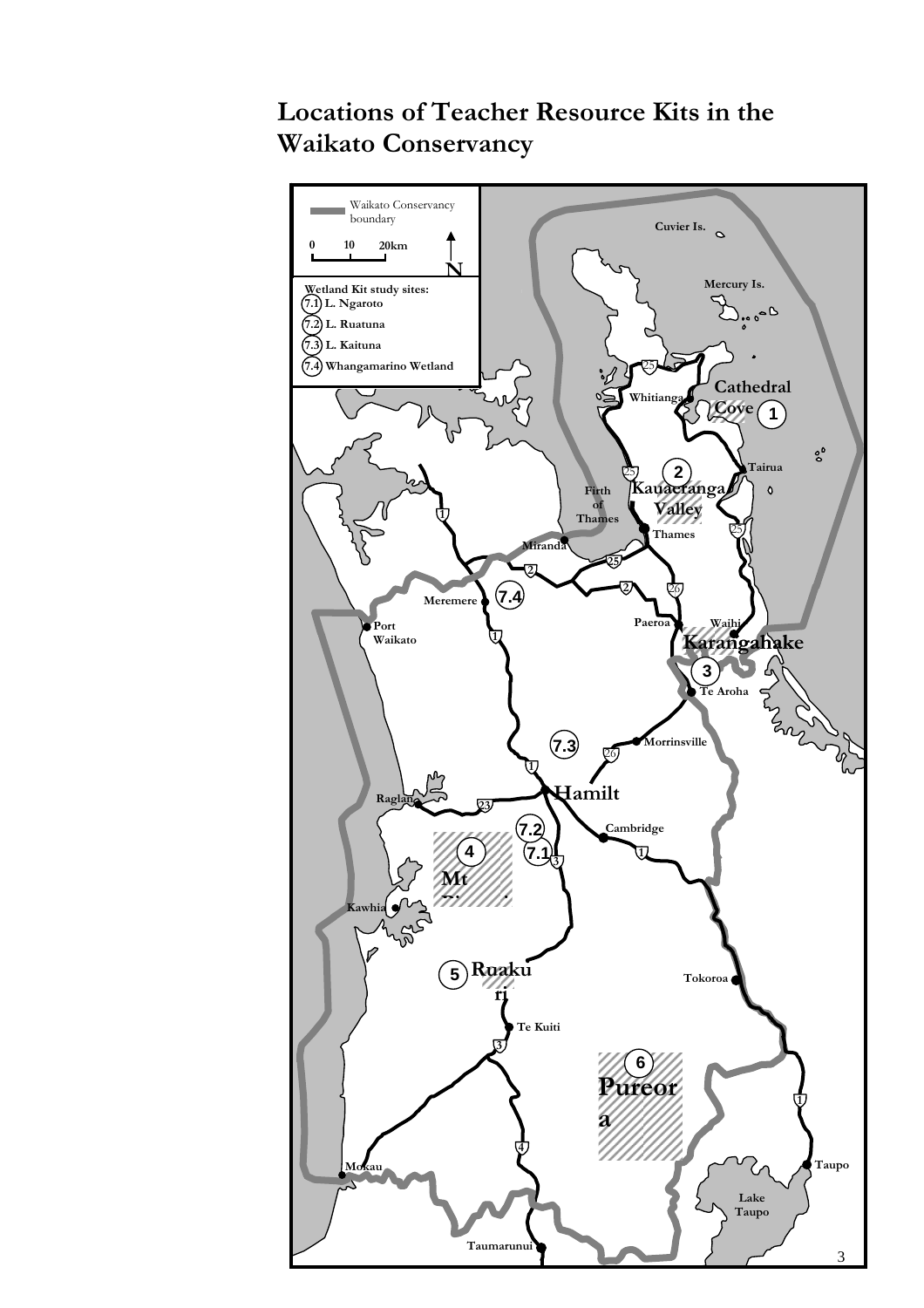# Locations of Teacher Resource Kits in the Waikato Conservancy

Waikato Conservancy boundary

0 10 20km

N

Wetland Kit study sites:

7.1 L. Ngaroto

7.2 L. Ruatuna

7.3 L. Kaituna

7.4 Whangamarino Wetland

Cuvier Is.

Mercury Is.

Whitianga

Cathedral Cove 1

Tairua

2 Kauaeranga Valley

Firth of Thames

Thames

Miranda

Meremere

7.4

Port Waikato

Paeroa

Waihi

Karangahake 3

Te Aroha

Morrinsville

7.3

Hamilton

Raglan

7.2

7.1

Cambridge

4 Mt Pirongia

Kawhia

5 Ruakuri

Te Kuiti

Tokoroa

6 Pureora

Mokau

Taupo

Lake Taupo

Taumarunui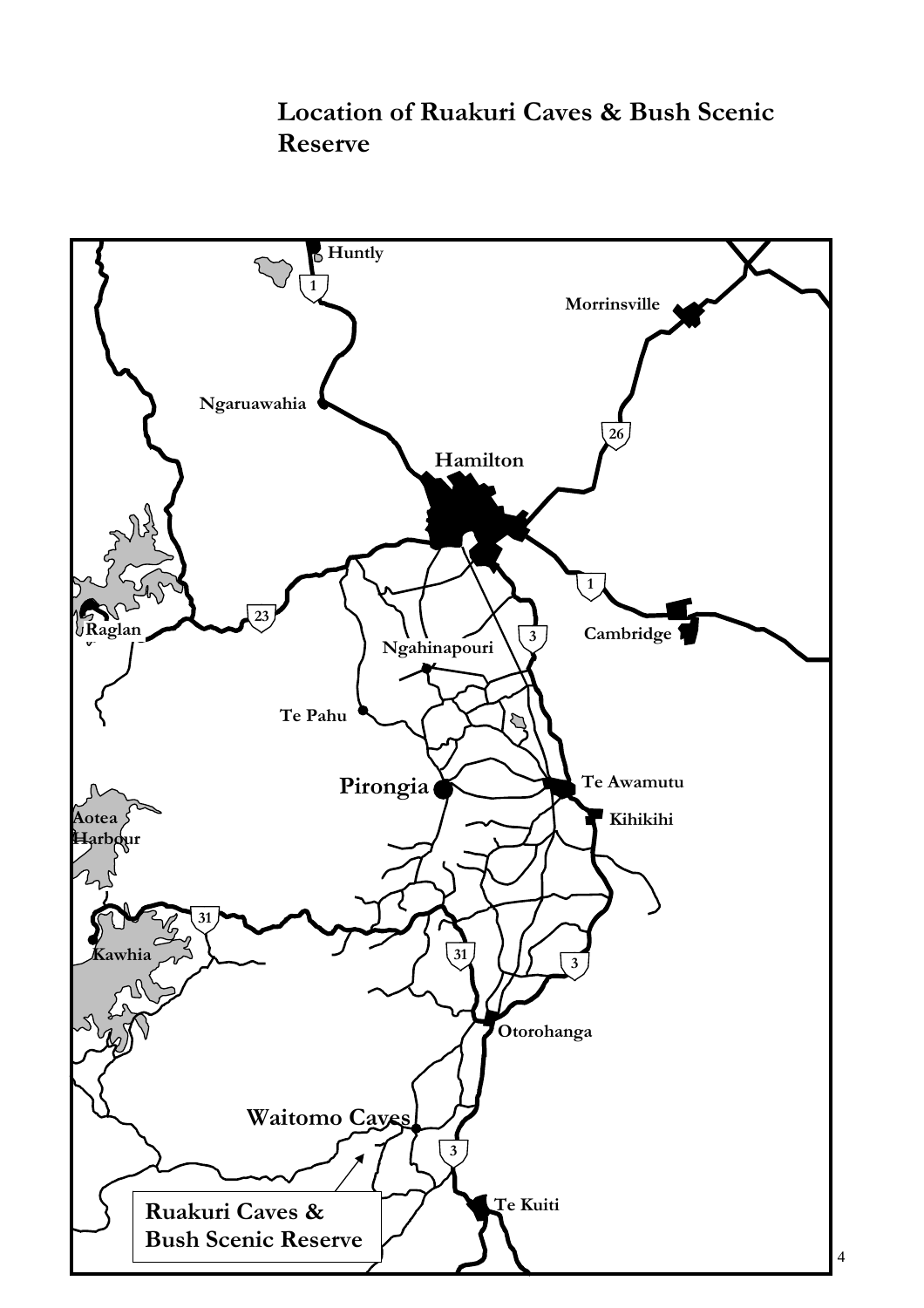# Location of Ruakuri Caves & Bush Scenic Reserve

Huntly
1
Morrinsville
Ngaruawahia
26
Hamilton
1
Raglan
23
Ngahinapouri
3
Cambridge
Te Pahu
Pirongia
Te Awamutu
Kihikihi
Aotea Harbour
31
Kawhia
31
3
Otorohanga
Waitomo Caves
3
Te Kuiti
Ruakuri Caves & Bush Scenic Reserve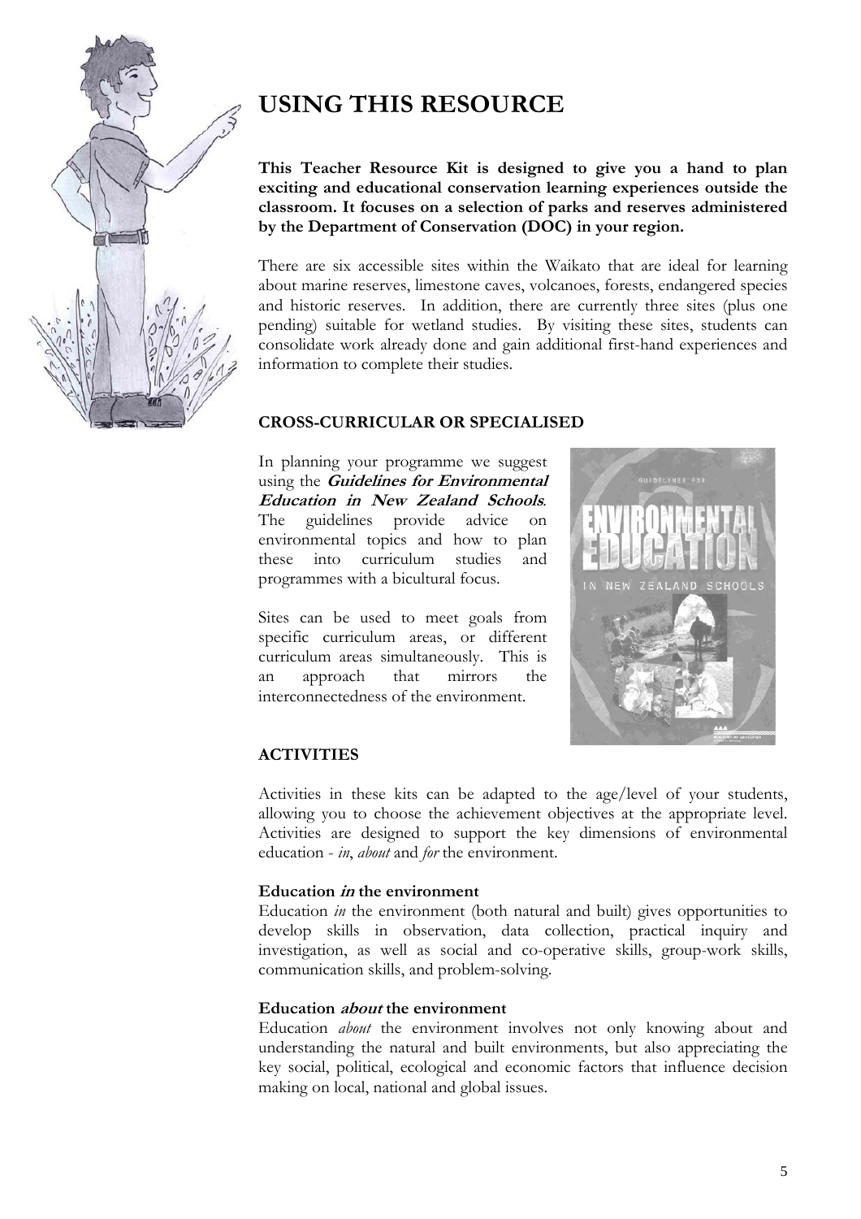# USING THIS RESOURCE

**This Teacher Resource Kit is designed to give you a hand to plan exciting and educational conservation learning experiences outside the classroom. It focuses on a selection of parks and reserves administered by the Department of Conservation (DOC) in your region.**

There are six accessible sites within the Waikato that are ideal for learning about marine reserves, limestone caves, volcanoes, forests, endangered species and historic reserves. In addition, there are currently three sites (plus one pending) suitable for wetland studies. By visiting these sites, students can consolidate work already done and gain additional first-hand experiences and information to complete their studies.

## CROSS-CURRICULAR OR SPECIALISED

In planning your programme we suggest using the ***Guidelines for Environmental Education in New Zealand Schools***. The guidelines provide advice on environmental topics and how to plan these into curriculum studies and programmes with a bicultural focus.

Sites can be used to meet goals from specific curriculum areas, or different curriculum areas simultaneously. This is an approach that mirrors the interconnectedness of the environment.

## ACTIVITIES

Activities in these kits can be adapted to the age/level of your students, allowing you to choose the achievement objectives at the appropriate level. Activities are designed to support the key dimensions of environmental education - *in*, *about* and *for* the environment.

### Education *in* the environment

Education *in* the environment (both natural and built) gives opportunities to develop skills in observation, data collection, practical inquiry and investigation, as well as social and co-operative skills, group-work skills, communication skills, and problem-solving.

### Education *about* the environment

Education *about* the environment involves not only knowing about and understanding the natural and built environments, but also appreciating the key social, political, ecological and economic factors that influence decision making on local, national and global issues.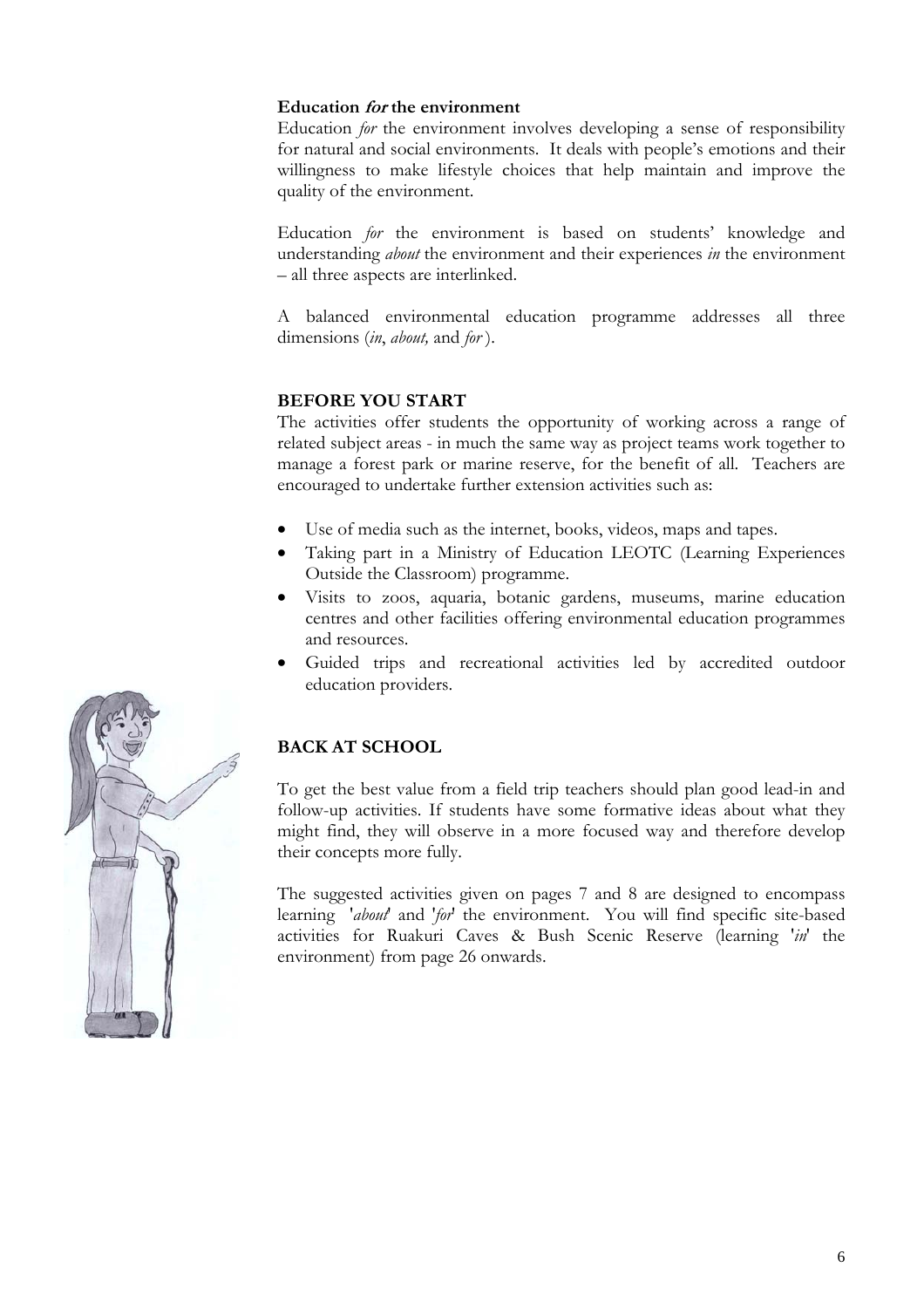### Education *for* the environment

Education *for* the environment involves developing a sense of responsibility for natural and social environments. It deals with people's emotions and their willingness to make lifestyle choices that help maintain and improve the quality of the environment.

Education *for* the environment is based on students' knowledge and understanding *about* the environment and their experiences *in* the environment – all three aspects are interlinked.

A balanced environmental education programme addresses all three dimensions (*in*, *about,* and *for*).

## BEFORE YOU START

The activities offer students the opportunity of working across a range of related subject areas - in much the same way as project teams work together to manage a forest park or marine reserve, for the benefit of all. Teachers are encouraged to undertake further extension activities such as:

- Use of media such as the internet, books, videos, maps and tapes.
- Taking part in a Ministry of Education LEOTC (Learning Experiences Outside the Classroom) programme.
- Visits to zoos, aquaria, botanic gardens, museums, marine education centres and other facilities offering environmental education programmes and resources.
- Guided trips and recreational activities led by accredited outdoor education providers.

## BACK AT SCHOOL

To get the best value from a field trip teachers should plan good lead-in and follow-up activities. If students have some formative ideas about what they might find, they will observe in a more focused way and therefore develop their concepts more fully.

The suggested activities given on pages 7 and 8 are designed to encompass learning '*about*' and '*for*' the environment. You will find specific site-based activities for Ruakuri Caves & Bush Scenic Reserve (learning '*in*' the environment) from page 26 onwards.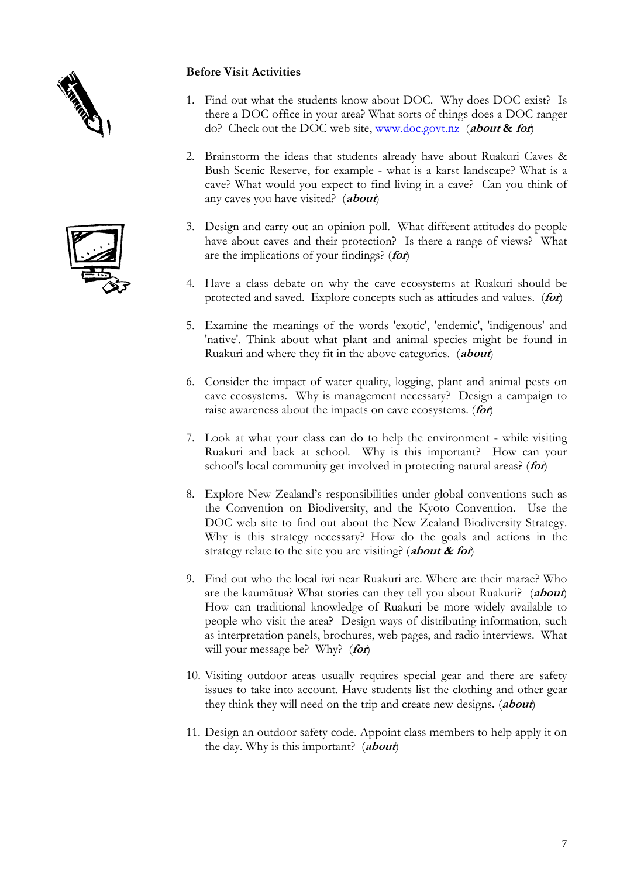**Before Visit Activities**

1. Find out what the students know about DOC. Why does DOC exist? Is there a DOC office in your area? What sorts of things does a DOC ranger do? Check out the DOC web site, www.doc.govt.nz (***about* & *for***)

2. Brainstorm the ideas that students already have about Ruakuri Caves & Bush Scenic Reserve, for example - what is a karst landscape? What is a cave? What would you expect to find living in a cave? Can you think of any caves you have visited? (***about***)

3. Design and carry out an opinion poll. What different attitudes do people have about caves and their protection? Is there a range of views? What are the implications of your findings? (***for***)

4. Have a class debate on why the cave ecosystems at Ruakuri should be protected and saved. Explore concepts such as attitudes and values. (***for***)

5. Examine the meanings of the words 'exotic', 'endemic', 'indigenous' and 'native'. Think about what plant and animal species might be found in Ruakuri and where they fit in the above categories. (***about***)

6. Consider the impact of water quality, logging, plant and animal pests on cave ecosystems. Why is management necessary? Design a campaign to raise awareness about the impacts on cave ecosystems. (***for***)

7. Look at what your class can do to help the environment - while visiting Ruakuri and back at school. Why is this important? How can your school's local community get involved in protecting natural areas? (***for***)

8. Explore New Zealand's responsibilities under global conventions such as the Convention on Biodiversity, and the Kyoto Convention. Use the DOC web site to find out about the New Zealand Biodiversity Strategy. Why is this strategy necessary? How do the goals and actions in the strategy relate to the site you are visiting? (***about & for***)

9. Find out who the local iwi near Ruakuri are. Where are their marae? Who are the kaumātua? What stories can they tell you about Ruakuri? (***about***) How can traditional knowledge of Ruakuri be more widely available to people who visit the area? Design ways of distributing information, such as interpretation panels, brochures, web pages, and radio interviews. What will your message be? Why? (***for***)

10. Visiting outdoor areas usually requires special gear and there are safety issues to take into account. Have students list the clothing and other gear they think they will need on the trip and create new designs. (***about***)

11. Design an outdoor safety code. Appoint class members to help apply it on the day. Why is this important? (***about***)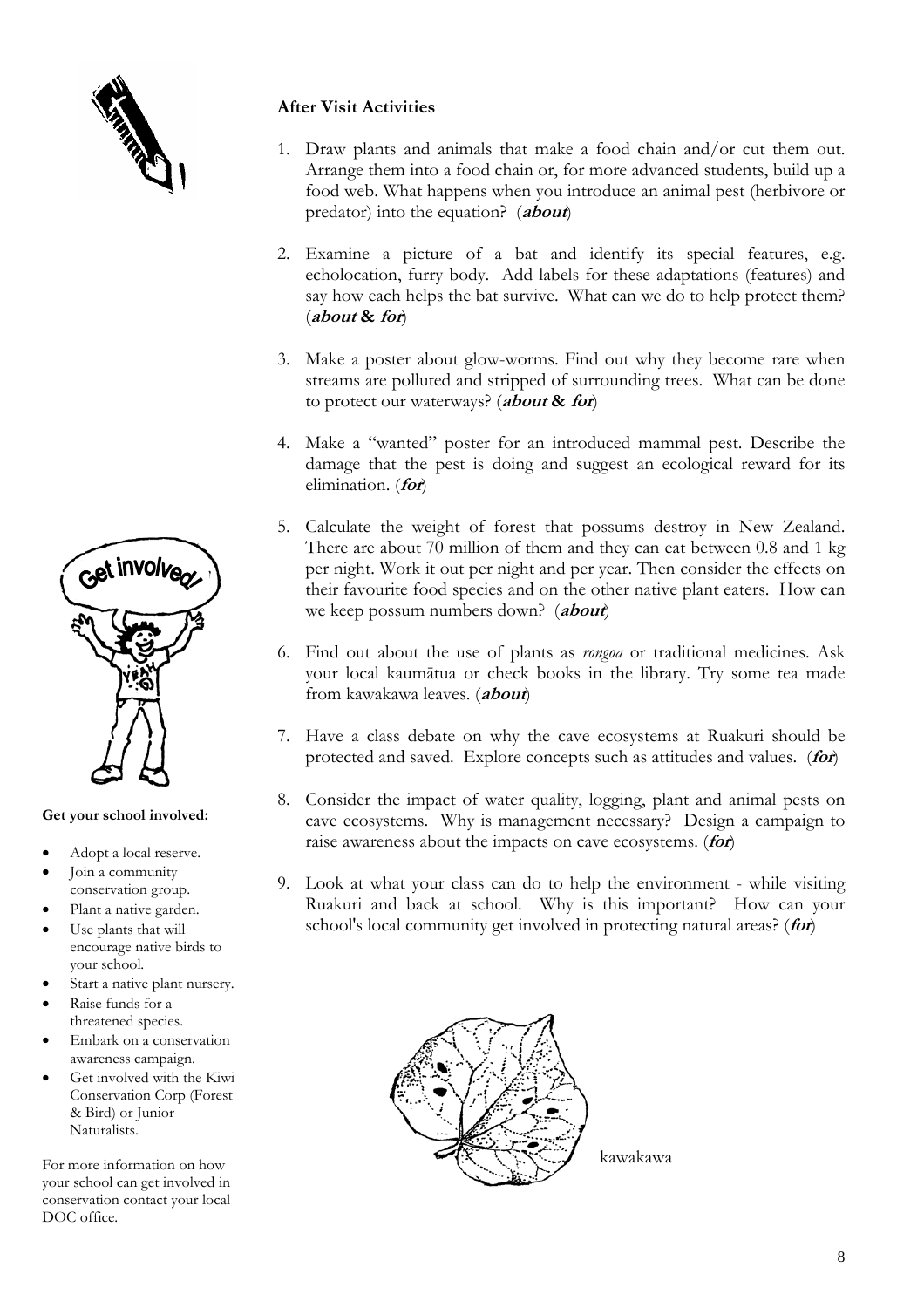## After Visit Activities

1. Draw plants and animals that make a food chain and/or cut them out. Arrange them into a food chain or, for more advanced students, build up a food web. What happens when you introduce an animal pest (herbivore or predator) into the equation? (***about***)

2. Examine a picture of a bat and identify its special features, e.g. echolocation, furry body. Add labels for these adaptations (features) and say how each helps the bat survive. What can we do to help protect them? (***about* & *for***)

3. Make a poster about glow-worms. Find out why they become rare when streams are polluted and stripped of surrounding trees. What can be done to protect our waterways? (***about* & *for***)

4. Make a "wanted" poster for an introduced mammal pest. Describe the damage that the pest is doing and suggest an ecological reward for its elimination. (***for***)

5. Calculate the weight of forest that possums destroy in New Zealand. There are about 70 million of them and they can eat between 0.8 and 1 kg per night. Work it out per night and per year. Then consider the effects on their favourite food species and on the other native plant eaters. How can we keep possum numbers down? (***about***)

6. Find out about the use of plants as *rongoa* or traditional medicines. Ask your local kaumātua or check books in the library. Try some tea made from kawakawa leaves. (***about***)

7. Have a class debate on why the cave ecosystems at Ruakuri should be protected and saved. Explore concepts such as attitudes and values. (***for***)

8. Consider the impact of water quality, logging, plant and animal pests on cave ecosystems. Why is management necessary? Design a campaign to raise awareness about the impacts on cave ecosystems. (***for***)

9. Look at what your class can do to help the environment - while visiting Ruakuri and back at school. Why is this important? How can your school's local community get involved in protecting natural areas? (***for***)

kawakawa

Get involved!

**Get your school involved:**

- Adopt a local reserve.
- Join a community conservation group.
- Plant a native garden.
- Use plants that will encourage native birds to your school.
- Start a native plant nursery.
- Raise funds for a threatened species.
- Embark on a conservation awareness campaign.
- Get involved with the Kiwi Conservation Corp (Forest & Bird) or Junior Naturalists.

For more information on how your school can get involved in conservation contact your local DOC office.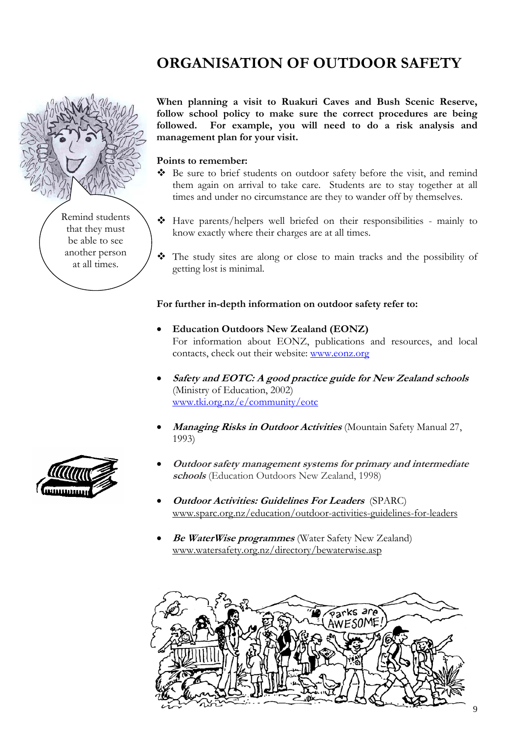# ORGANISATION OF OUTDOOR SAFETY

**When planning a visit to Ruakuri Caves and Bush Scenic Reserve, follow school policy to make sure the correct procedures are being followed. For example, you will need to do a risk analysis and management plan for your visit.**

Remind students that they must be able to see another person at all times.

**Points to remember:**

- Be sure to brief students on outdoor safety before the visit, and remind them again on arrival to take care. Students are to stay together at all times and under no circumstance are they to wander off by themselves.
- Have parents/helpers well briefed on their responsibilities - mainly to know exactly where their charges are at all times.
- The study sites are along or close to main tracks and the possibility of getting lost is minimal.

**For further in-depth information on outdoor safety refer to:**

- **Education Outdoors New Zealand (EONZ)**
  For information about EONZ, publications and resources, and local contacts, check out their website: www.eonz.org
- ***Safety and EOTC: A good practice guide for New Zealand schools*** (Ministry of Education, 2002)
  www.tki.org.nz/e/community/eotc
- ***Managing Risks in Outdoor Activities*** (Mountain Safety Manual 27, 1993)
- ***Outdoor safety management systems for primary and intermediate schools*** (Education Outdoors New Zealand, 1998)
- ***Outdoor Activities: Guidelines For Leaders*** (SPARC)
  www.sparc.org.nz/education/outdoor-activities-guidelines-for-leaders
- ***Be WaterWise programmes*** (Water Safety New Zealand)
  www.watersafety.org.nz/directory/bewaterwise.asp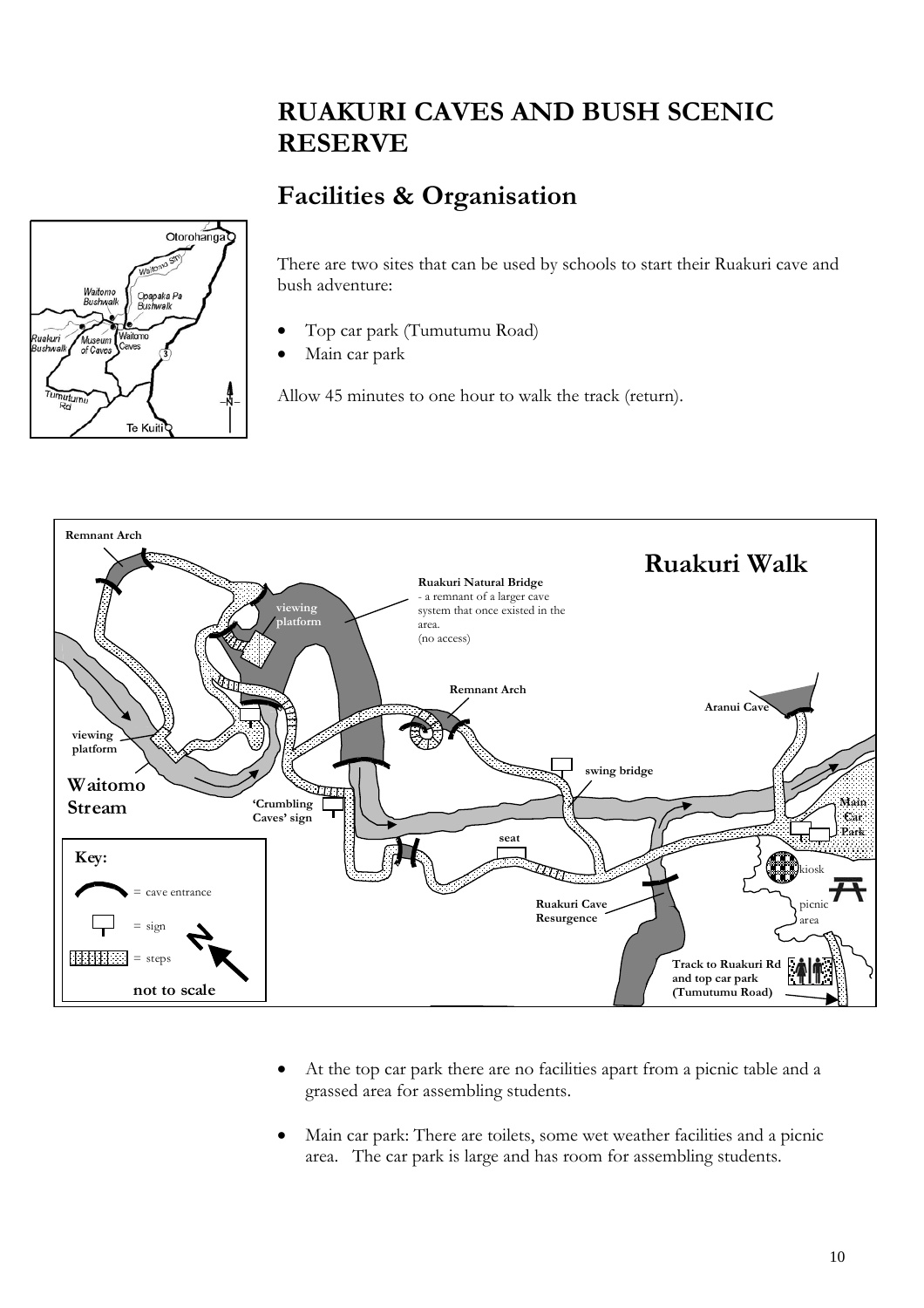# RUAKURI CAVES AND BUSH SCENIC RESERVE

## Facilities & Organisation

Otorohanga
Waitomo Stm
Waitomo Bushwalk
Opapaka Pa Bushwalk
Ruakuri Bushwalk
Museum of Caves
Waitomo Caves
3
Tumutumu Rd
Te Kuiti
N

There are two sites that can be used by schools to start their Ruakuri cave and bush adventure:

- Top car park (Tumutumu Road)
- Main car park

Allow 45 minutes to one hour to walk the track (return).

Ruakuri Walk

Remnant Arch
viewing platform
Ruakuri Natural Bridge - a remnant of a larger cave system that once existed in the area. (no access)
Remnant Arch
Aranui Cave
viewing platform
Waitomo Stream
'Crumbling Caves' sign
swing bridge
seat
Main Car Park
kiosk
picnic area
Ruakuri Cave Resurgence
Track to Ruakuri Rd and top car park (Tumutumu Road)

Key:
= cave entrance
= sign
= steps
not to scale

- At the top car park there are no facilities apart from a picnic table and a grassed area for assembling students.
- Main car park: There are toilets, some wet weather facilities and a picnic area. The car park is large and has room for assembling students.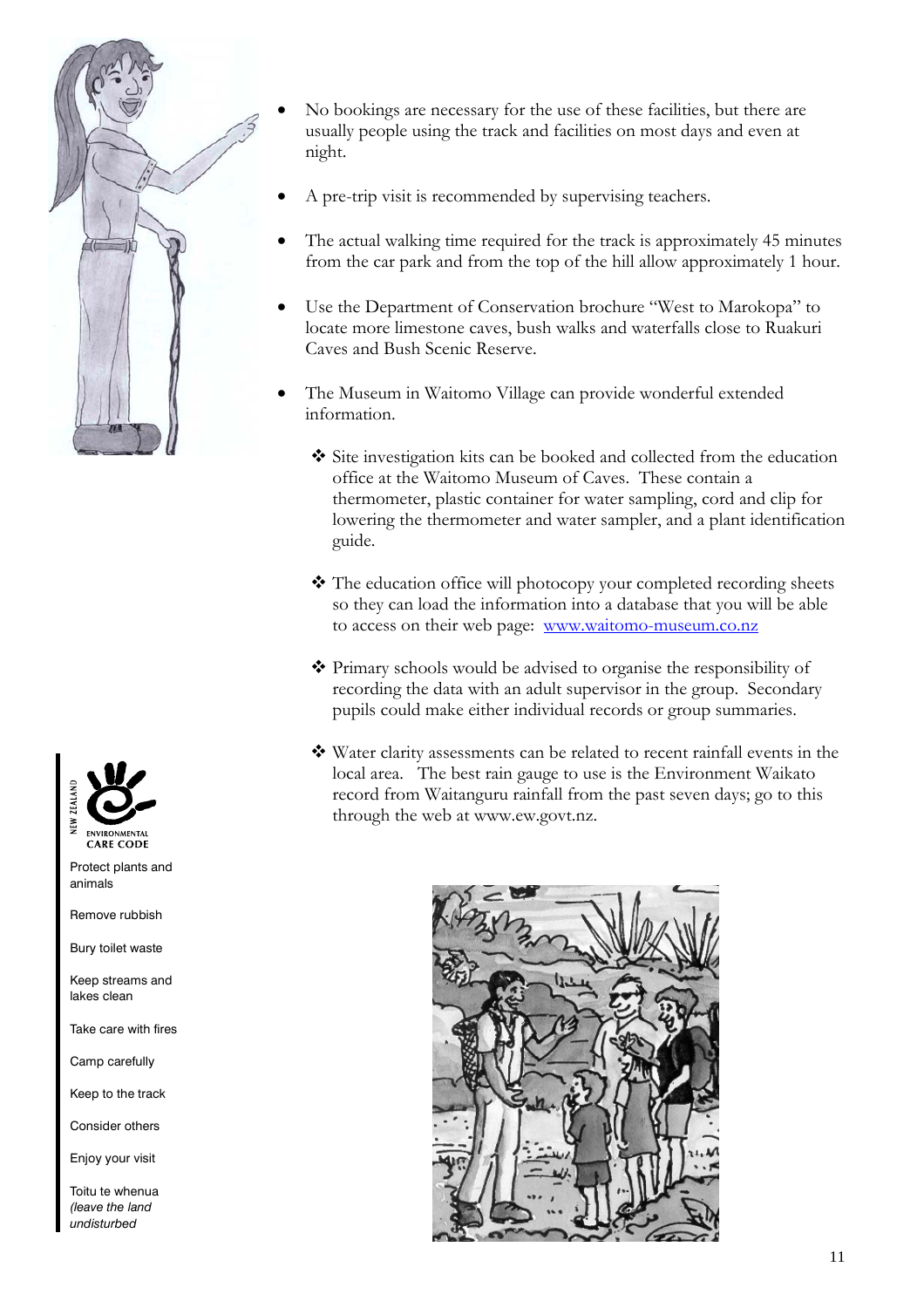- No bookings are necessary for the use of these facilities, but there are usually people using the track and facilities on most days and even at night.
- A pre-trip visit is recommended by supervising teachers.
- The actual walking time required for the track is approximately 45 minutes from the car park and from the top of the hill allow approximately 1 hour.
- Use the Department of Conservation brochure "West to Marokopa" to locate more limestone caves, bush walks and waterfalls close to Ruakuri Caves and Bush Scenic Reserve.
- The Museum in Waitomo Village can provide wonderful extended information.
    - ❖ Site investigation kits can be booked and collected from the education office at the Waitomo Museum of Caves. These contain a thermometer, plastic container for water sampling, cord and clip for lowering the thermometer and water sampler, and a plant identification guide.
    - ❖ The education office will photocopy your completed recording sheets so they can load the information into a database that you will be able to access on their web page: www.waitomo-museum.co.nz
    - ❖ Primary schools would be advised to organise the responsibility of recording the data with an adult supervisor in the group. Secondary pupils could make either individual records or group summaries.
    - ❖ Water clarity assessments can be related to recent rainfall events in the local area. The best rain gauge to use is the Environment Waikato record from Waitanguru rainfall from the past seven days; go to this through the web at www.ew.govt.nz.

NEW ZEALAND ENVIRONMENTAL CARE CODE

Protect plants and animals

Remove rubbish

Bury toilet waste

Keep streams and lakes clean

Take care with fires

Camp carefully

Keep to the track

Consider others

Enjoy your visit

Toitu te whenua *(leave the land undisturbed*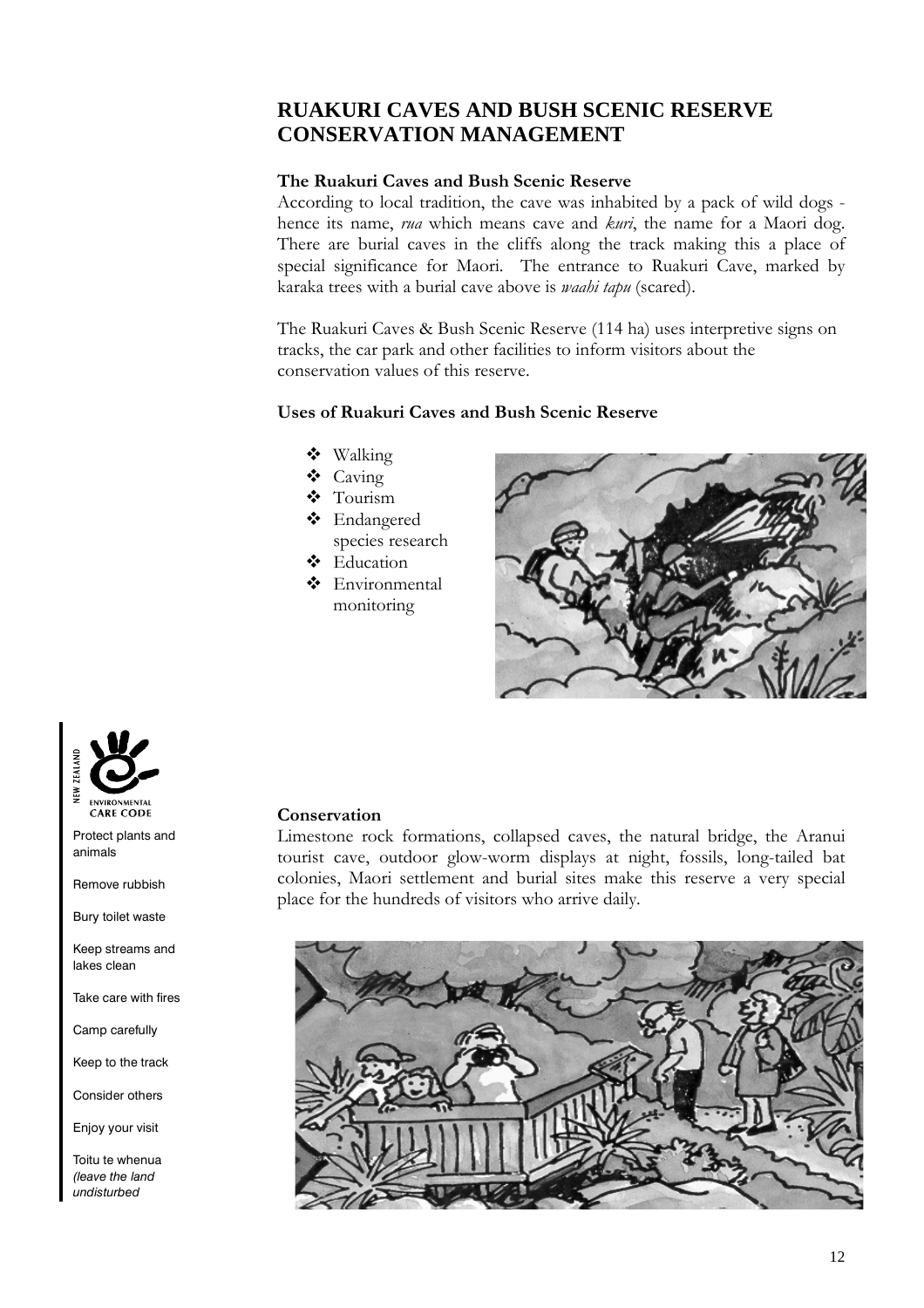# RUAKURI CAVES AND BUSH SCENIC RESERVE CONSERVATION MANAGEMENT

### The Ruakuri Caves and Bush Scenic Reserve

According to local tradition, the cave was inhabited by a pack of wild dogs - hence its name, *rua* which means cave and *kuri*, the name for a Maori dog. There are burial caves in the cliffs along the track making this a place of special significance for Maori. The entrance to Ruakuri Cave, marked by karaka trees with a burial cave above is *waahi tapu* (scared).

The Ruakuri Caves & Bush Scenic Reserve (114 ha) uses interpretive signs on tracks, the car park and other facilities to inform visitors about the conservation values of this reserve.

### Uses of Ruakuri Caves and Bush Scenic Reserve

- Walking
- Caving
- Tourism
- Endangered species research
- Education
- Environmental monitoring

NEW ZEALAND ENVIRONMENTAL CARE CODE

Protect plants and animals

Remove rubbish

Bury toilet waste

Keep streams and lakes clean

Take care with fires

Camp carefully

Keep to the track

Consider others

Enjoy your visit

Toitu te whenua *(leave the land undisturbed*

### Conservation

Limestone rock formations, collapsed caves, the natural bridge, the Aranui tourist cave, outdoor glow-worm displays at night, fossils, long-tailed bat colonies, Maori settlement and burial sites make this reserve a very special place for the hundreds of visitors who arrive daily.